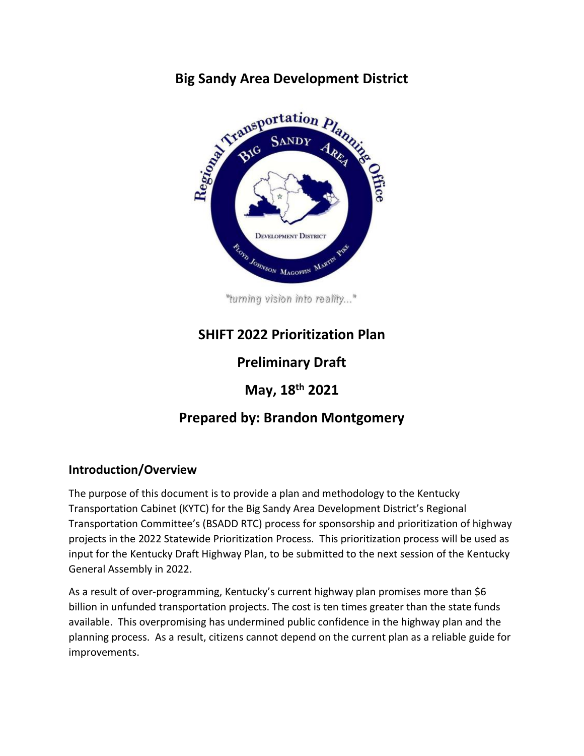# Big Sandy Area Development District

"turning vision into reality..."

## SHIFT 2022 Prioritization Plan

## Preliminary Draft

## May, 18th 2021

## Prepared by: Brandon Montgomery

### Introduction/Overview

The purpose of this document is to provide a plan and methodology to the Kentucky Transportation Cabinet (KYTC) for the Big Sandy Area Development District's Regional Transportation Committee's (BSADD RTC) process for sponsorship and prioritization of highway projects in the 2022 Statewide Prioritization Process. This prioritization process will be used as input for the Kentucky Draft Highway Plan, to be submitted to the next session of the Kentucky General Assembly in 2022.

As a result of over-programming, Kentucky's current highway plan promises more than $6 billion in unfunded transportation projects. The cost is ten times greater than the state funds available. This overpromising has undermined public confidence in the highway plan and the planning process. As a result, citizens cannot depend on the current plan as a reliable guide for improvements.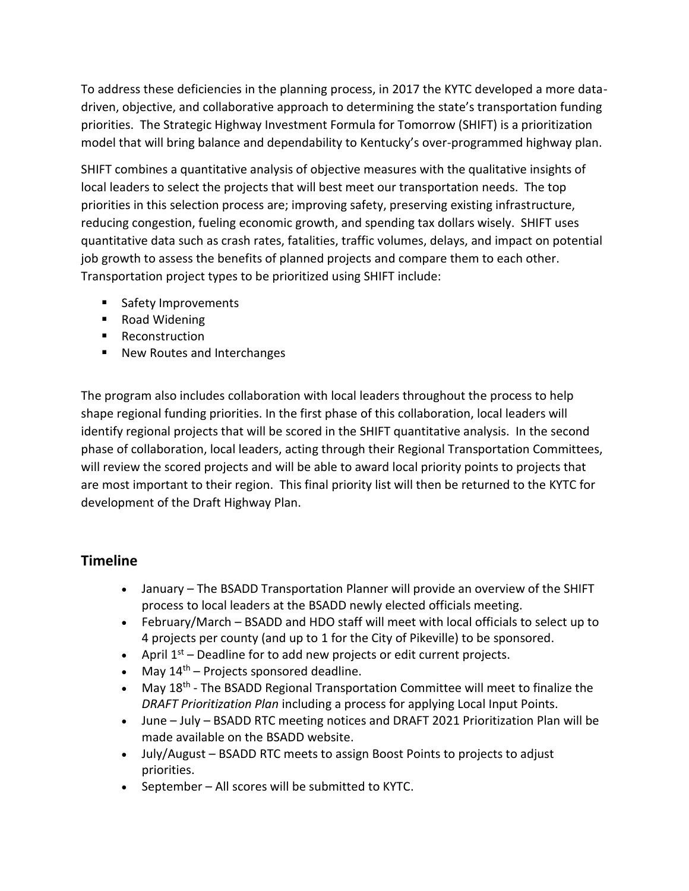To address these deficiencies in the planning process, in 2017 the KYTC developed a more data-driven, objective, and collaborative approach to determining the state's transportation funding priorities. The Strategic Highway Investment Formula for Tomorrow (SHIFT) is a prioritization model that will bring balance and dependability to Kentucky's over-programmed highway plan.

SHIFT combines a quantitative analysis of objective measures with the qualitative insights of local leaders to select the projects that will best meet our transportation needs. The top priorities in this selection process are; improving safety, preserving existing infrastructure, reducing congestion, fueling economic growth, and spending tax dollars wisely. SHIFT uses quantitative data such as crash rates, fatalities, traffic volumes, delays, and impact on potential job growth to assess the benefits of planned projects and compare them to each other. Transportation project types to be prioritized using SHIFT include:

- Safety Improvements
- Road Widening
- Reconstruction
- New Routes and Interchanges

The program also includes collaboration with local leaders throughout the process to help shape regional funding priorities. In the first phase of this collaboration, local leaders will identify regional projects that will be scored in the SHIFT quantitative analysis. In the second phase of collaboration, local leaders, acting through their Regional Transportation Committees, will review the scored projects and will be able to award local priority points to projects that are most important to their region. This final priority list will then be returned to the KYTC for development of the Draft Highway Plan.

## Timeline

- January – The BSADD Transportation Planner will provide an overview of the SHIFT process to local leaders at the BSADD newly elected officials meeting.
- February/March – BSADD and HDO staff will meet with local officials to select up to 4 projects per county (and up to 1 for the City of Pikeville) to be sponsored.
- April 1st – Deadline for to add new projects or edit current projects.
- May 14th – Projects sponsored deadline.
- May 18th - The BSADD Regional Transportation Committee will meet to finalize the *DRAFT Prioritization Plan* including a process for applying Local Input Points.
- June – July – BSADD RTC meeting notices and DRAFT 2021 Prioritization Plan will be made available on the BSADD website.
- July/August – BSADD RTC meets to assign Boost Points to projects to adjust priorities.
- September – All scores will be submitted to KYTC.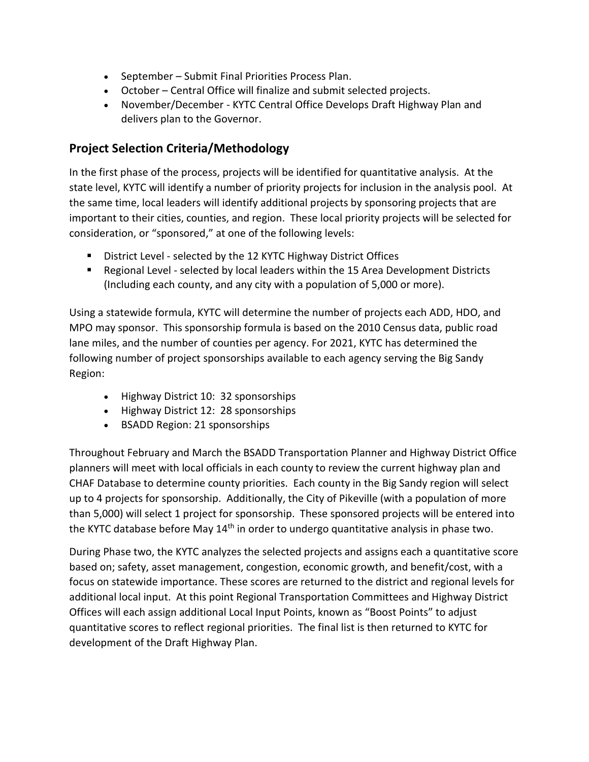- September – Submit Final Priorities Process Plan.
- October – Central Office will finalize and submit selected projects.
- November/December - KYTC Central Office Develops Draft Highway Plan and delivers plan to the Governor.

## Project Selection Criteria/Methodology

In the first phase of the process, projects will be identified for quantitative analysis. At the state level, KYTC will identify a number of priority projects for inclusion in the analysis pool. At the same time, local leaders will identify additional projects by sponsoring projects that are important to their cities, counties, and region. These local priority projects will be selected for consideration, or "sponsored," at one of the following levels:

- District Level - selected by the 12 KYTC Highway District Offices
- Regional Level - selected by local leaders within the 15 Area Development Districts (Including each county, and any city with a population of 5,000 or more).

Using a statewide formula, KYTC will determine the number of projects each ADD, HDO, and MPO may sponsor. This sponsorship formula is based on the 2010 Census data, public road lane miles, and the number of counties per agency. For 2021, KYTC has determined the following number of project sponsorships available to each agency serving the Big Sandy Region:

- Highway District 10: 32 sponsorships
- Highway District 12: 28 sponsorships
- BSADD Region: 21 sponsorships

Throughout February and March the BSADD Transportation Planner and Highway District Office planners will meet with local officials in each county to review the current highway plan and CHAF Database to determine county priorities. Each county in the Big Sandy region will select up to 4 projects for sponsorship. Additionally, the City of Pikeville (with a population of more than 5,000) will select 1 project for sponsorship. These sponsored projects will be entered into the KYTC database before May 14th in order to undergo quantitative analysis in phase two.

During Phase two, the KYTC analyzes the selected projects and assigns each a quantitative score based on; safety, asset management, congestion, economic growth, and benefit/cost, with a focus on statewide importance. These scores are returned to the district and regional levels for additional local input. At this point Regional Transportation Committees and Highway District Offices will each assign additional Local Input Points, known as "Boost Points" to adjust quantitative scores to reflect regional priorities. The final list is then returned to KYTC for development of the Draft Highway Plan.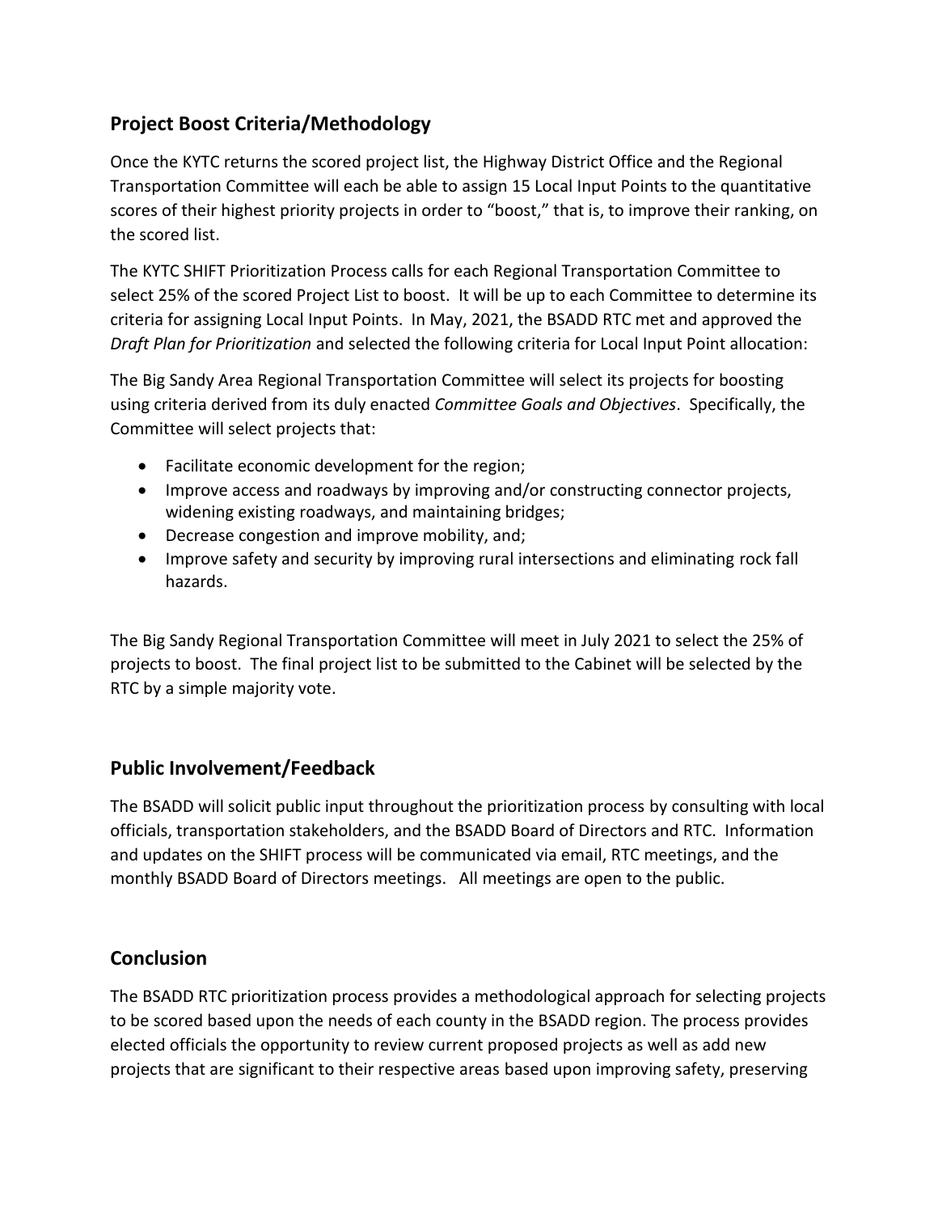## Project Boost Criteria/Methodology

Once the KYTC returns the scored project list, the Highway District Office and the Regional Transportation Committee will each be able to assign 15 Local Input Points to the quantitative scores of their highest priority projects in order to "boost," that is, to improve their ranking, on the scored list.

The KYTC SHIFT Prioritization Process calls for each Regional Transportation Committee to select 25% of the scored Project List to boost. It will be up to each Committee to determine its criteria for assigning Local Input Points. In May, 2021, the BSADD RTC met and approved the *Draft Plan for Prioritization* and selected the following criteria for Local Input Point allocation:

The Big Sandy Area Regional Transportation Committee will select its projects for boosting using criteria derived from its duly enacted *Committee Goals and Objectives*. Specifically, the Committee will select projects that:

- Facilitate economic development for the region;
- Improve access and roadways by improving and/or constructing connector projects, widening existing roadways, and maintaining bridges;
- Decrease congestion and improve mobility, and;
- Improve safety and security by improving rural intersections and eliminating rock fall hazards.

The Big Sandy Regional Transportation Committee will meet in July 2021 to select the 25% of projects to boost. The final project list to be submitted to the Cabinet will be selected by the RTC by a simple majority vote.

## Public Involvement/Feedback

The BSADD will solicit public input throughout the prioritization process by consulting with local officials, transportation stakeholders, and the BSADD Board of Directors and RTC. Information and updates on the SHIFT process will be communicated via email, RTC meetings, and the monthly BSADD Board of Directors meetings. All meetings are open to the public.

## Conclusion

The BSADD RTC prioritization process provides a methodological approach for selecting projects to be scored based upon the needs of each county in the BSADD region. The process provides elected officials the opportunity to review current proposed projects as well as add new projects that are significant to their respective areas based upon improving safety, preserving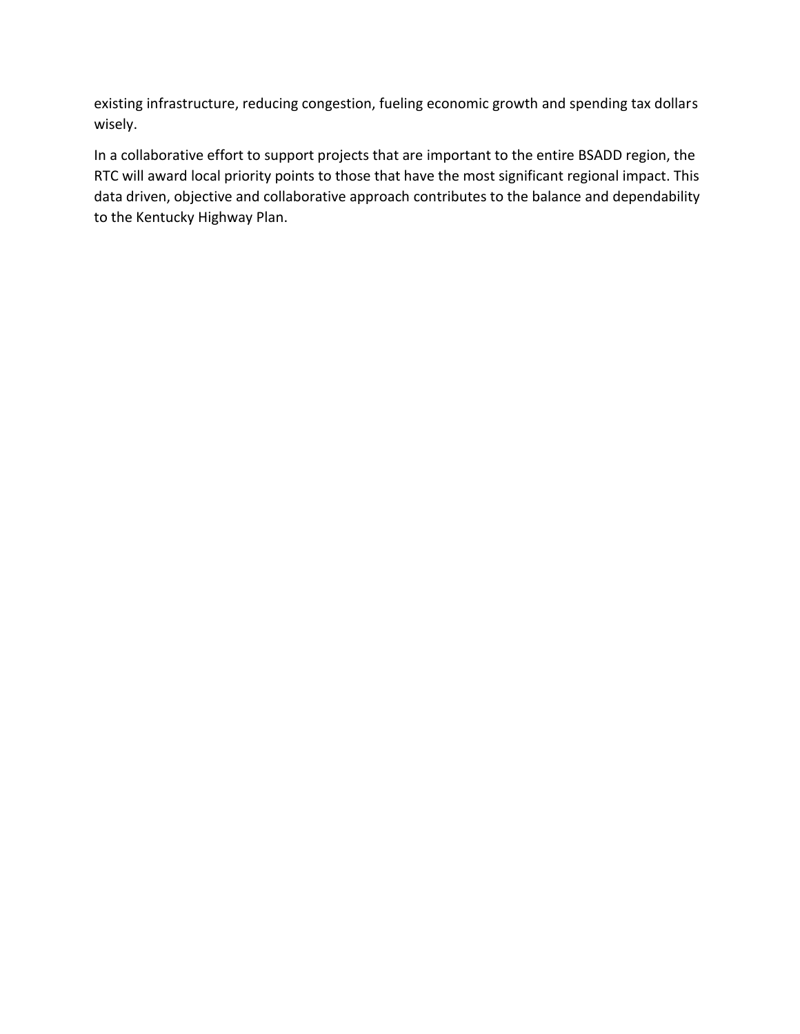existing infrastructure, reducing congestion, fueling economic growth and spending tax dollars wisely.

In a collaborative effort to support projects that are important to the entire BSADD region, the RTC will award local priority points to those that have the most significant regional impact. This data driven, objective and collaborative approach contributes to the balance and dependability to the Kentucky Highway Plan.